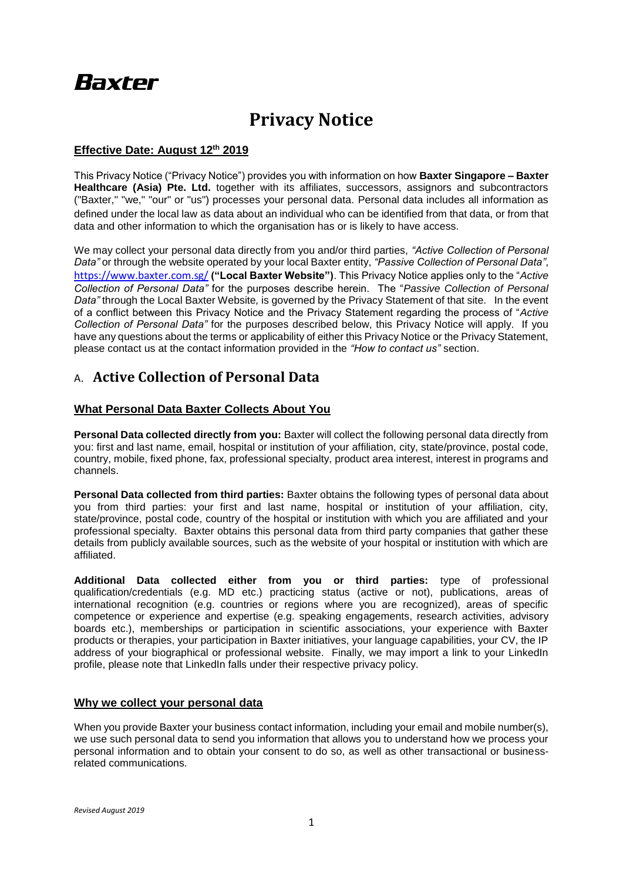# Baxter

# Privacy Notice

**Effective Date: August 12th 2019**

This Privacy Notice ("Privacy Notice") provides you with information on how **Baxter Singapore – Baxter Healthcare (Asia) Pte. Ltd.** together with its affiliates, successors, assignors and subcontractors ("Baxter," "we," "our" or "us") processes your personal data. Personal data includes all information as defined under the local law as data about an individual who can be identified from that data, or from that data and other information to which the organisation has or is likely to have access.

We may collect your personal data directly from you and/or third parties, *"Active Collection of Personal Data"* or through the website operated by your local Baxter entity, *"Passive Collection of Personal Data"*, https://www.baxter.com.sg/ **("Local Baxter Website")**. This Privacy Notice applies only to the "*Active Collection of Personal Data"* for the purposes describe herein. The "*Passive Collection of Personal Data"* through the Local Baxter Website, is governed by the Privacy Statement of that site. In the event of a conflict between this Privacy Notice and the Privacy Statement regarding the process of "*Active Collection of Personal Data"* for the purposes described below, this Privacy Notice will apply. If you have any questions about the terms or applicability of either this Privacy Notice or the Privacy Statement, please contact us at the contact information provided in the *"How to contact us"* section.

## A. Active Collection of Personal Data

### What Personal Data Baxter Collects About You

**Personal Data collected directly from you:** Baxter will collect the following personal data directly from you: first and last name, email, hospital or institution of your affiliation, city, state/province, postal code, country, mobile, fixed phone, fax, professional specialty, product area interest, interest in programs and channels.

**Personal Data collected from third parties:** Baxter obtains the following types of personal data about you from third parties: your first and last name, hospital or institution of your affiliation, city, state/province, postal code, country of the hospital or institution with which you are affiliated and your professional specialty. Baxter obtains this personal data from third party companies that gather these details from publicly available sources, such as the website of your hospital or institution with which are affiliated.

**Additional Data collected either from you or third parties:** type of professional qualification/credentials (e.g. MD etc.) practicing status (active or not), publications, areas of international recognition (e.g. countries or regions where you are recognized), areas of specific competence or experience and expertise (e.g. speaking engagements, research activities, advisory boards etc.), memberships or participation in scientific associations, your experience with Baxter products or therapies, your participation in Baxter initiatives, your language capabilities, your CV, the IP address of your biographical or professional website. Finally, we may import a link to your LinkedIn profile, please note that LinkedIn falls under their respective privacy policy.

### Why we collect your personal data

When you provide Baxter your business contact information, including your email and mobile number(s), we use such personal data to send you information that allows you to understand how we process your personal information and to obtain your consent to do so, as well as other transactional or business-related communications.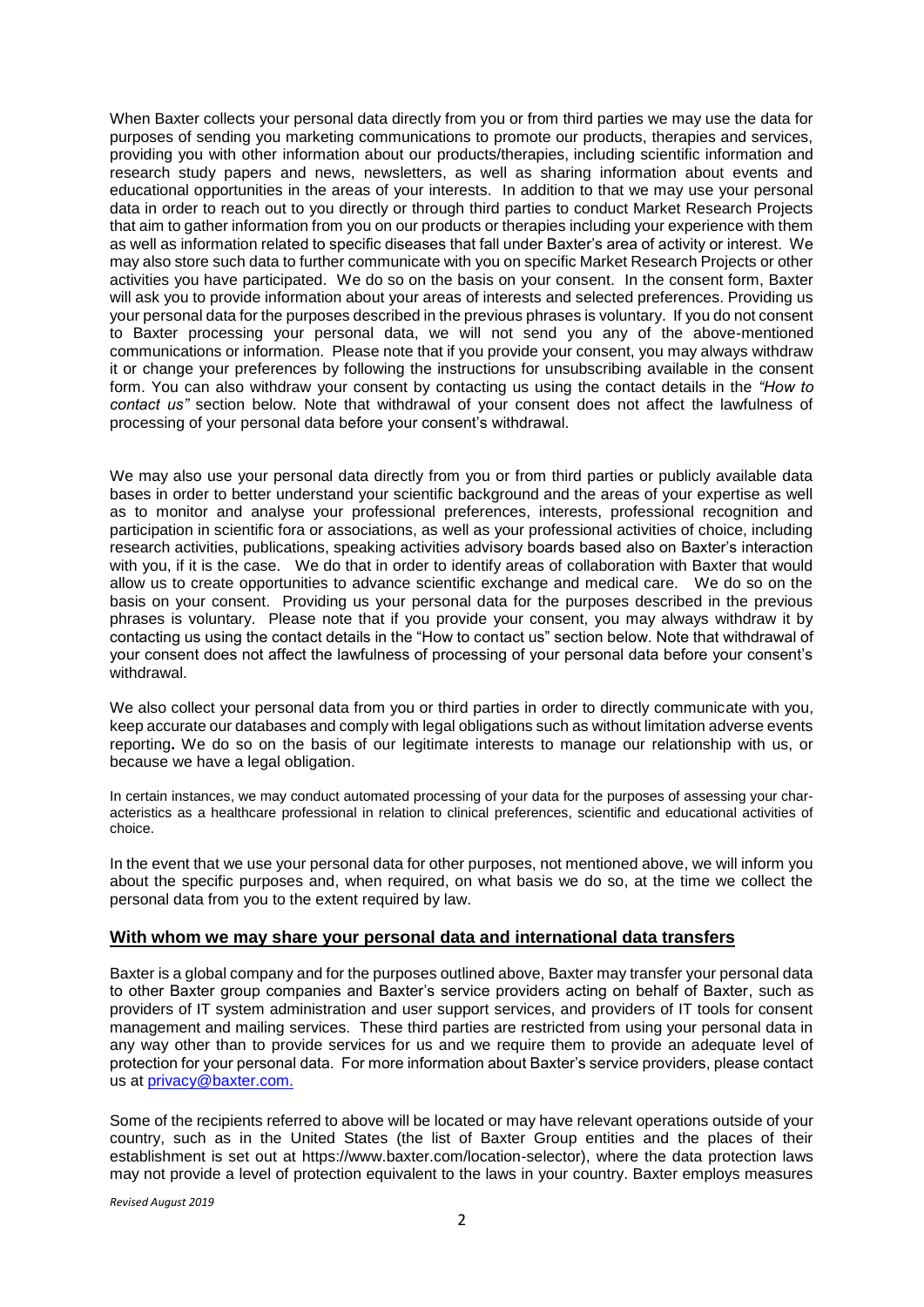When Baxter collects your personal data directly from you or from third parties we may use the data for purposes of sending you marketing communications to promote our products, therapies and services, providing you with other information about our products/therapies, including scientific information and research study papers and news, newsletters, as well as sharing information about events and educational opportunities in the areas of your interests. In addition to that we may use your personal data in order to reach out to you directly or through third parties to conduct Market Research Projects that aim to gather information from you on our products or therapies including your experience with them as well as information related to specific diseases that fall under Baxter's area of activity or interest. We may also store such data to further communicate with you on specific Market Research Projects or other activities you have participated. We do so on the basis on your consent. In the consent form, Baxter will ask you to provide information about your areas of interests and selected preferences. Providing us your personal data for the purposes described in the previous phrases is voluntary. If you do not consent to Baxter processing your personal data, we will not send you any of the above-mentioned communications or information. Please note that if you provide your consent, you may always withdraw it or change your preferences by following the instructions for unsubscribing available in the consent form. You can also withdraw your consent by contacting us using the contact details in the *"How to contact us"* section below. Note that withdrawal of your consent does not affect the lawfulness of processing of your personal data before your consent's withdrawal.

We may also use your personal data directly from you or from third parties or publicly available data bases in order to better understand your scientific background and the areas of your expertise as well as to monitor and analyse your professional preferences, interests, professional recognition and participation in scientific fora or associations, as well as your professional activities of choice, including research activities, publications, speaking activities advisory boards based also on Baxter's interaction with you, if it is the case. We do that in order to identify areas of collaboration with Baxter that would allow us to create opportunities to advance scientific exchange and medical care. We do so on the basis on your consent. Providing us your personal data for the purposes described in the previous phrases is voluntary. Please note that if you provide your consent, you may always withdraw it by contacting us using the contact details in the "How to contact us" section below. Note that withdrawal of your consent does not affect the lawfulness of processing of your personal data before your consent's withdrawal.

We also collect your personal data from you or third parties in order to directly communicate with you, keep accurate our databases and comply with legal obligations such as without limitation adverse events reporting**.** We do so on the basis of our legitimate interests to manage our relationship with us, or because we have a legal obligation.

In certain instances, we may conduct automated processing of your data for the purposes of assessing your characteristics as a healthcare professional in relation to clinical preferences, scientific and educational activities of choice.

In the event that we use your personal data for other purposes, not mentioned above, we will inform you about the specific purposes and, when required, on what basis we do so, at the time we collect the personal data from you to the extent required by law.

## With whom we may share your personal data and international data transfers

Baxter is a global company and for the purposes outlined above, Baxter may transfer your personal data to other Baxter group companies and Baxter's service providers acting on behalf of Baxter, such as providers of IT system administration and user support services, and providers of IT tools for consent management and mailing services. These third parties are restricted from using your personal data in any way other than to provide services for us and we require them to provide an adequate level of protection for your personal data. For more information about Baxter's service providers, please contact us at privacy@baxter.com.

Some of the recipients referred to above will be located or may have relevant operations outside of your country, such as in the United States (the list of Baxter Group entities and the places of their establishment is set out at https://www.baxter.com/location-selector), where the data protection laws may not provide a level of protection equivalent to the laws in your country. Baxter employs measures

*Revised August 2019*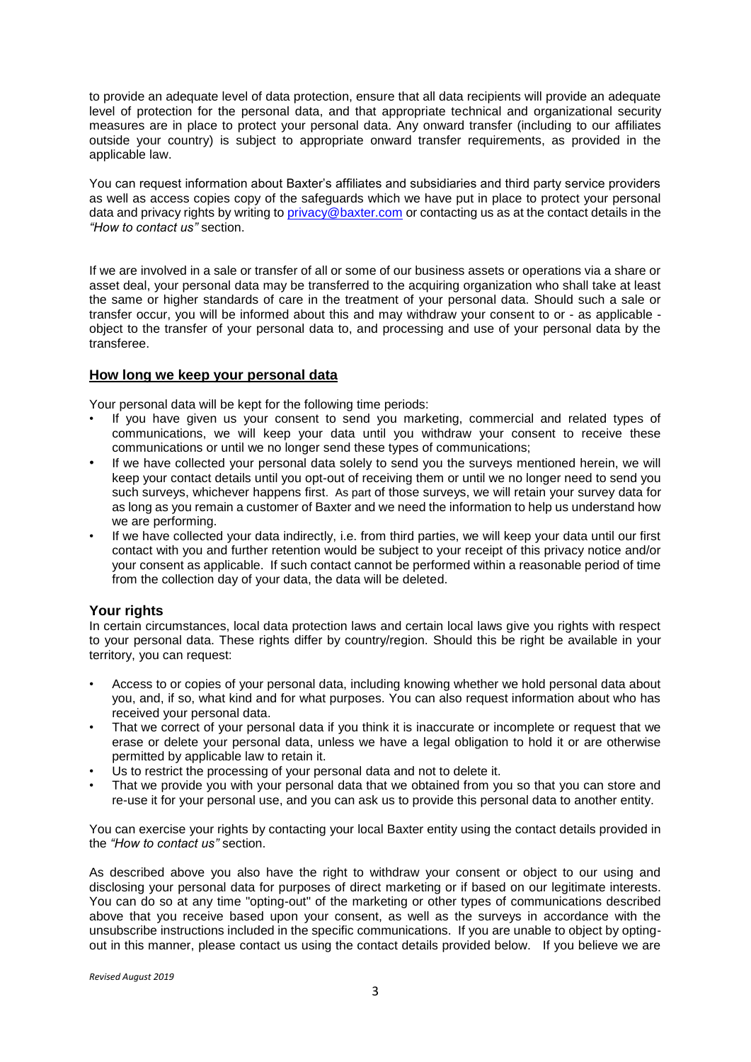to provide an adequate level of data protection, ensure that all data recipients will provide an adequate level of protection for the personal data, and that appropriate technical and organizational security measures are in place to protect your personal data. Any onward transfer (including to our affiliates outside your country) is subject to appropriate onward transfer requirements, as provided in the applicable law.

You can request information about Baxter's affiliates and subsidiaries and third party service providers as well as access copies copy of the safeguards which we have put in place to protect your personal data and privacy rights by writing to privacy@baxter.com or contacting us as at the contact details in the *"How to contact us"* section.

If we are involved in a sale or transfer of all or some of our business assets or operations via a share or asset deal, your personal data may be transferred to the acquiring organization who shall take at least the same or higher standards of care in the treatment of your personal data. Should such a sale or transfer occur, you will be informed about this and may withdraw your consent to or - as applicable - object to the transfer of your personal data to, and processing and use of your personal data by the transferee.

## How long we keep your personal data

Your personal data will be kept for the following time periods:

- If you have given us your consent to send you marketing, commercial and related types of communications, we will keep your data until you withdraw your consent to receive these communications or until we no longer send these types of communications;
- If we have collected your personal data solely to send you the surveys mentioned herein, we will keep your contact details until you opt-out of receiving them or until we no longer need to send you such surveys, whichever happens first. As part of those surveys, we will retain your survey data for as long as you remain a customer of Baxter and we need the information to help us understand how we are performing.
- If we have collected your data indirectly, i.e. from third parties, we will keep your data until our first contact with you and further retention would be subject to your receipt of this privacy notice and/or your consent as applicable. If such contact cannot be performed within a reasonable period of time from the collection day of your data, the data will be deleted.

## Your rights

In certain circumstances, local data protection laws and certain local laws give you rights with respect to your personal data. These rights differ by country/region. Should this be right be available in your territory, you can request:

- Access to or copies of your personal data, including knowing whether we hold personal data about you, and, if so, what kind and for what purposes. You can also request information about who has received your personal data.
- That we correct of your personal data if you think it is inaccurate or incomplete or request that we erase or delete your personal data, unless we have a legal obligation to hold it or are otherwise permitted by applicable law to retain it.
- Us to restrict the processing of your personal data and not to delete it.
- That we provide you with your personal data that we obtained from you so that you can store and re-use it for your personal use, and you can ask us to provide this personal data to another entity.

You can exercise your rights by contacting your local Baxter entity using the contact details provided in the *"How to contact us"* section.

As described above you also have the right to withdraw your consent or object to our using and disclosing your personal data for purposes of direct marketing or if based on our legitimate interests. You can do so at any time "opting-out" of the marketing or other types of communications described above that you receive based upon your consent, as well as the surveys in accordance with the unsubscribe instructions included in the specific communications. If you are unable to object by opting-out in this manner, please contact us using the contact details provided below. If you believe we are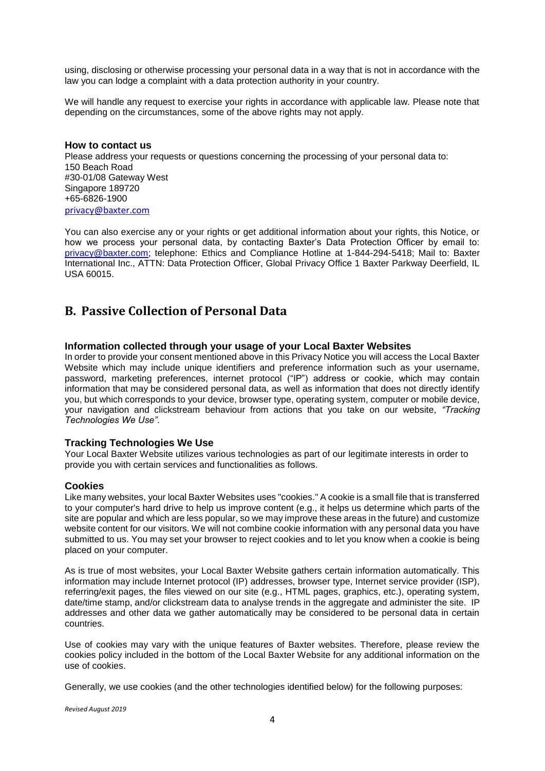using, disclosing or otherwise processing your personal data in a way that is not in accordance with the law you can lodge a complaint with a data protection authority in your country.

We will handle any request to exercise your rights in accordance with applicable law. Please note that depending on the circumstances, some of the above rights may not apply.

### How to contact us

Please address your requests or questions concerning the processing of your personal data to:
150 Beach Road
#30-01/08 Gateway West
Singapore 189720
+65-6826-1900
privacy@baxter.com

You can also exercise any or your rights or get additional information about your rights, this Notice, or how we process your personal data, by contacting Baxter's Data Protection Officer by email to: privacy@baxter.com; telephone: Ethics and Compliance Hotline at 1-844-294-5418; Mail to: Baxter International Inc., ATTN: Data Protection Officer, Global Privacy Office 1 Baxter Parkway Deerfield, IL USA 60015.

## B. Passive Collection of Personal Data

### Information collected through your usage of your Local Baxter Websites

In order to provide your consent mentioned above in this Privacy Notice you will access the Local Baxter Website which may include unique identifiers and preference information such as your username, password, marketing preferences, internet protocol ("IP") address or cookie, which may contain information that may be considered personal data, as well as information that does not directly identify you, but which corresponds to your device, browser type, operating system, computer or mobile device, your navigation and clickstream behaviour from actions that you take on our website, *"Tracking Technologies We Use"*.

### Tracking Technologies We Use

Your Local Baxter Website utilizes various technologies as part of our legitimate interests in order to provide you with certain services and functionalities as follows.

### Cookies

Like many websites, your local Baxter Websites uses "cookies." A cookie is a small file that is transferred to your computer's hard drive to help us improve content (e.g., it helps us determine which parts of the site are popular and which are less popular, so we may improve these areas in the future) and customize website content for our visitors. We will not combine cookie information with any personal data you have submitted to us. You may set your browser to reject cookies and to let you know when a cookie is being placed on your computer.

As is true of most websites, your Local Baxter Website gathers certain information automatically. This information may include Internet protocol (IP) addresses, browser type, Internet service provider (ISP), referring/exit pages, the files viewed on our site (e.g., HTML pages, graphics, etc.), operating system, date/time stamp, and/or clickstream data to analyse trends in the aggregate and administer the site. IP addresses and other data we gather automatically may be considered to be personal data in certain countries.

Use of cookies may vary with the unique features of Baxter websites. Therefore, please review the cookies policy included in the bottom of the Local Baxter Website for any additional information on the use of cookies.

Generally, we use cookies (and the other technologies identified below) for the following purposes:

*Revised August 2019*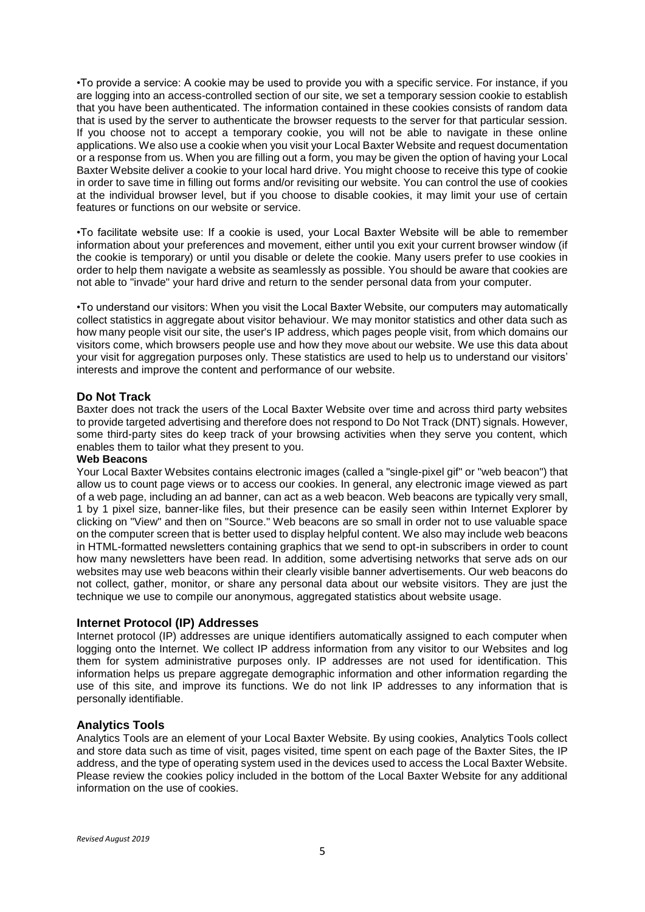•To provide a service: A cookie may be used to provide you with a specific service. For instance, if you are logging into an access-controlled section of our site, we set a temporary session cookie to establish that you have been authenticated. The information contained in these cookies consists of random data that is used by the server to authenticate the browser requests to the server for that particular session. If you choose not to accept a temporary cookie, you will not be able to navigate in these online applications. We also use a cookie when you visit your Local Baxter Website and request documentation or a response from us. When you are filling out a form, you may be given the option of having your Local Baxter Website deliver a cookie to your local hard drive. You might choose to receive this type of cookie in order to save time in filling out forms and/or revisiting our website. You can control the use of cookies at the individual browser level, but if you choose to disable cookies, it may limit your use of certain features or functions on our website or service.

•To facilitate website use: If a cookie is used, your Local Baxter Website will be able to remember information about your preferences and movement, either until you exit your current browser window (if the cookie is temporary) or until you disable or delete the cookie. Many users prefer to use cookies in order to help them navigate a website as seamlessly as possible. You should be aware that cookies are not able to "invade" your hard drive and return to the sender personal data from your computer.

•To understand our visitors: When you visit the Local Baxter Website, our computers may automatically collect statistics in aggregate about visitor behaviour. We may monitor statistics and other data such as how many people visit our site, the user's IP address, which pages people visit, from which domains our visitors come, which browsers people use and how they move about our website. We use this data about your visit for aggregation purposes only. These statistics are used to help us to understand our visitors' interests and improve the content and performance of our website.

## Do Not Track

Baxter does not track the users of the Local Baxter Website over time and across third party websites to provide targeted advertising and therefore does not respond to Do Not Track (DNT) signals. However, some third-party sites do keep track of your browsing activities when they serve you content, which enables them to tailor what they present to you.

**Web Beacons**

Your Local Baxter Websites contains electronic images (called a "single-pixel gif" or "web beacon") that allow us to count page views or to access our cookies. In general, any electronic image viewed as part of a web page, including an ad banner, can act as a web beacon. Web beacons are typically very small, 1 by 1 pixel size, banner-like files, but their presence can be easily seen within Internet Explorer by clicking on "View" and then on "Source." Web beacons are so small in order not to use valuable space on the computer screen that is better used to display helpful content. We also may include web beacons in HTML-formatted newsletters containing graphics that we send to opt-in subscribers in order to count how many newsletters have been read. In addition, some advertising networks that serve ads on our websites may use web beacons within their clearly visible banner advertisements. Our web beacons do not collect, gather, monitor, or share any personal data about our website visitors. They are just the technique we use to compile our anonymous, aggregated statistics about website usage.

## Internet Protocol (IP) Addresses

Internet protocol (IP) addresses are unique identifiers automatically assigned to each computer when logging onto the Internet. We collect IP address information from any visitor to our Websites and log them for system administrative purposes only. IP addresses are not used for identification. This information helps us prepare aggregate demographic information and other information regarding the use of this site, and improve its functions. We do not link IP addresses to any information that is personally identifiable.

## Analytics Tools

Analytics Tools are an element of your Local Baxter Website. By using cookies, Analytics Tools collect and store data such as time of visit, pages visited, time spent on each page of the Baxter Sites, the IP address, and the type of operating system used in the devices used to access the Local Baxter Website. Please review the cookies policy included in the bottom of the Local Baxter Website for any additional information on the use of cookies.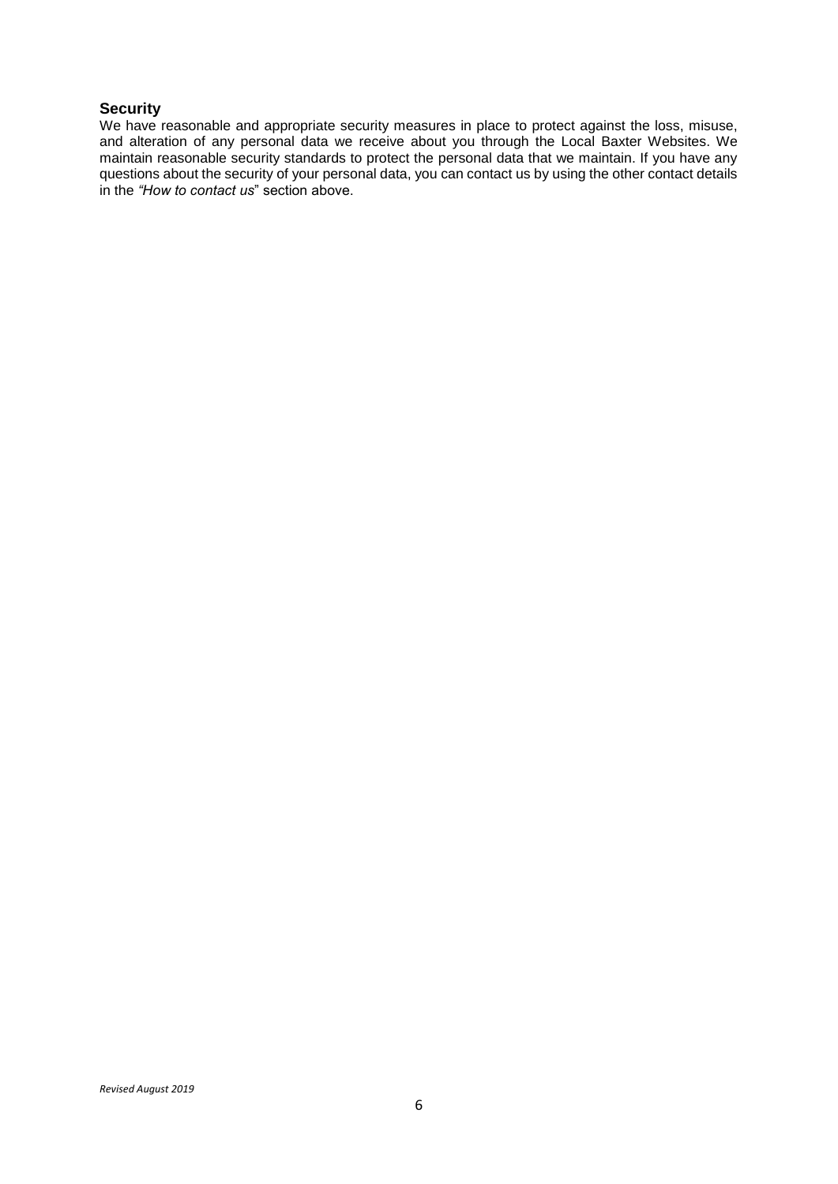## Security

We have reasonable and appropriate security measures in place to protect against the loss, misuse, and alteration of any personal data we receive about you through the Local Baxter Websites. We maintain reasonable security standards to protect the personal data that we maintain. If you have any questions about the security of your personal data, you can contact us by using the other contact details in the *"How to contact us"* section above.

*Revised August 2019*